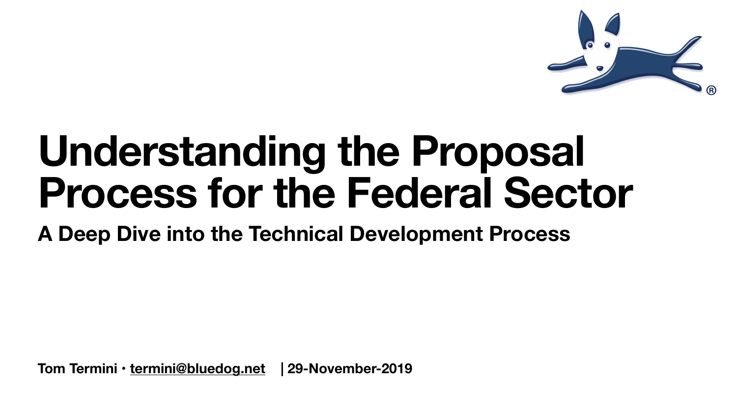# Understanding the Proposal Process for the Federal Sector

## A Deep Dive into the Technical Development Process

**Tom Termini • termini@bluedog.net | 29-November-2019**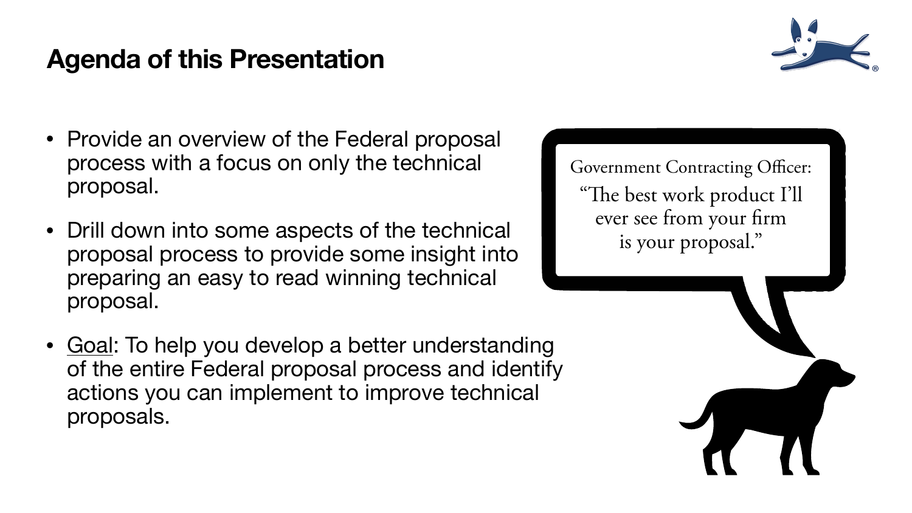# Agenda of this Presentation

- Provide an overview of the Federal proposal process with a focus on only the technical proposal.
- Drill down into some aspects of the technical proposal process to provide some insight into preparing an easy to read winning technical proposal.
- Goal: To help you develop a better understanding of the entire Federal proposal process and identify actions you can implement to improve technical proposals.

Government Contracting Officer:
"The best work product I'll ever see from your firm is your proposal."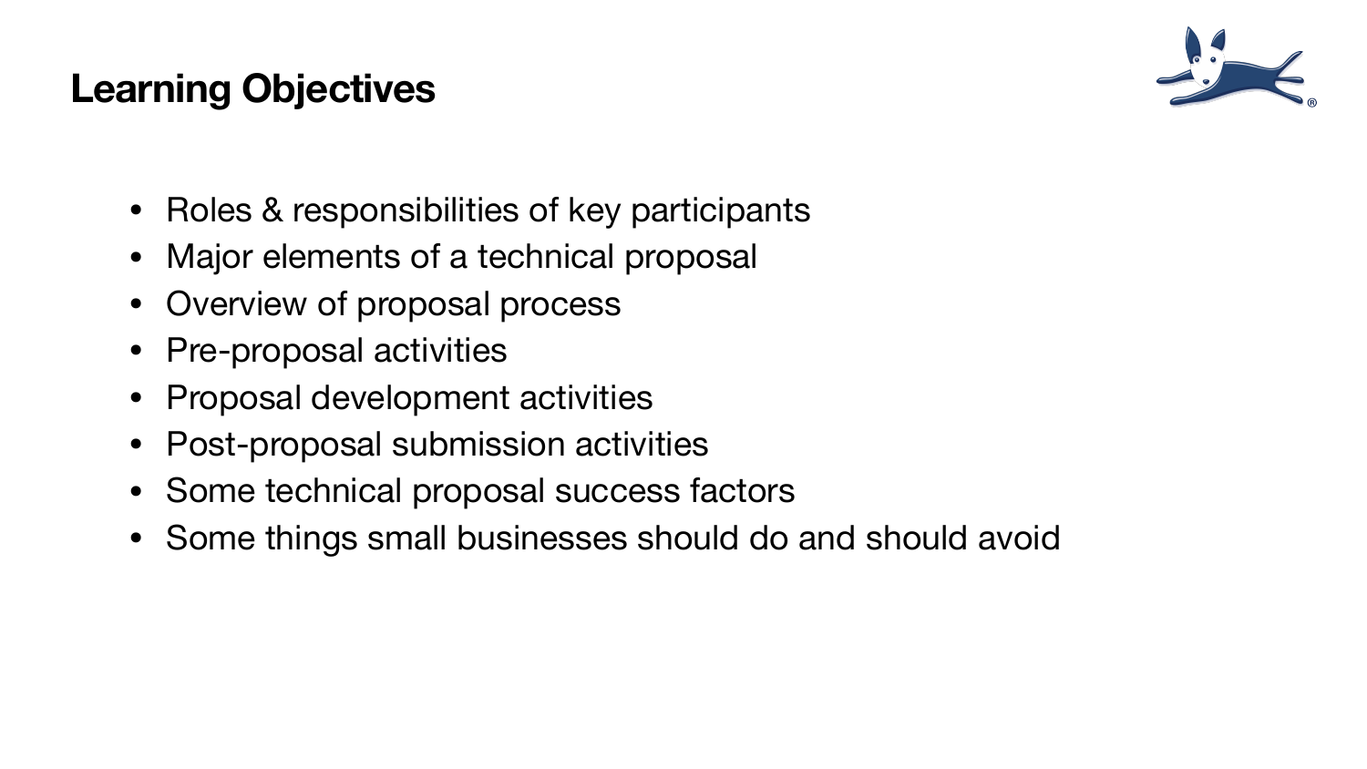# Learning Objectives

- Roles & responsibilities of key participants
- Major elements of a technical proposal
- Overview of proposal process
- Pre-proposal activities
- Proposal development activities
- Post-proposal submission activities
- Some technical proposal success factors
- Some things small businesses should do and should avoid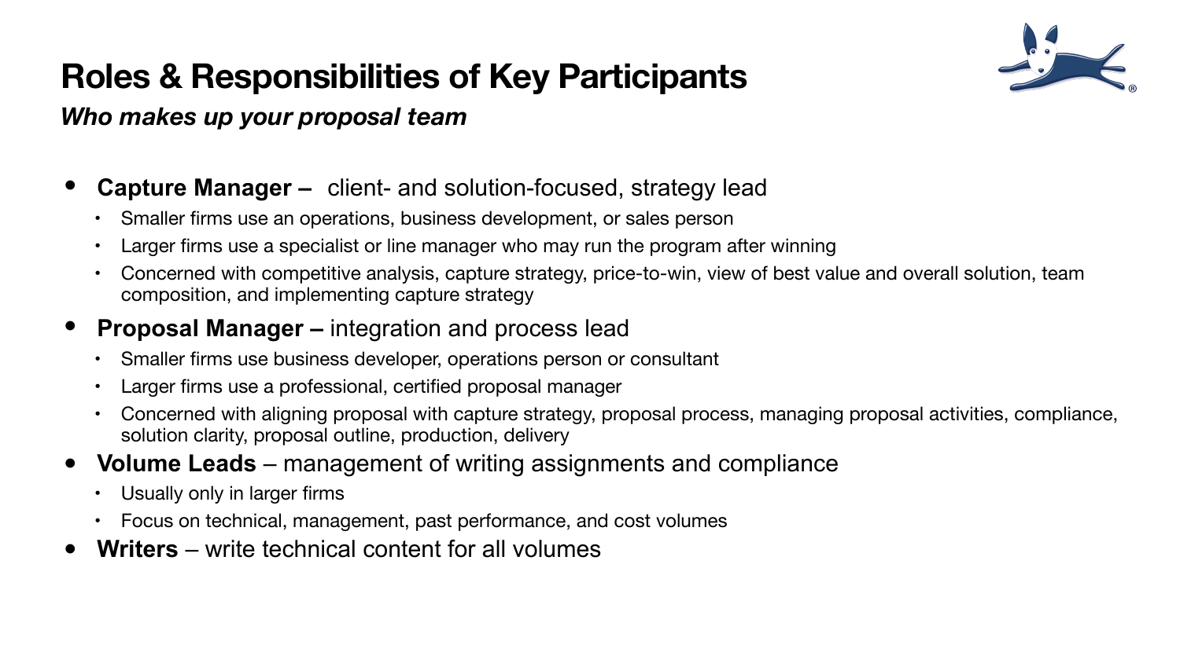# Roles & Responsibilities of Key Participants

***Who makes up your proposal team***

- **Capture Manager –** client- and solution-focused, strategy lead
  - Smaller firms use an operations, business development, or sales person
  - Larger firms use a specialist or line manager who may run the program after winning
  - Concerned with competitive analysis, capture strategy, price-to-win, view of best value and overall solution, team composition, and implementing capture strategy
- **Proposal Manager –** integration and process lead
  - Smaller firms use business developer, operations person or consultant
  - Larger firms use a professional, certified proposal manager
  - Concerned with aligning proposal with capture strategy, proposal process, managing proposal activities, compliance, solution clarity, proposal outline, production, delivery
- **Volume Leads** – management of writing assignments and compliance
  - Usually only in larger firms
  - Focus on technical, management, past performance, and cost volumes
- **Writers** – write technical content for all volumes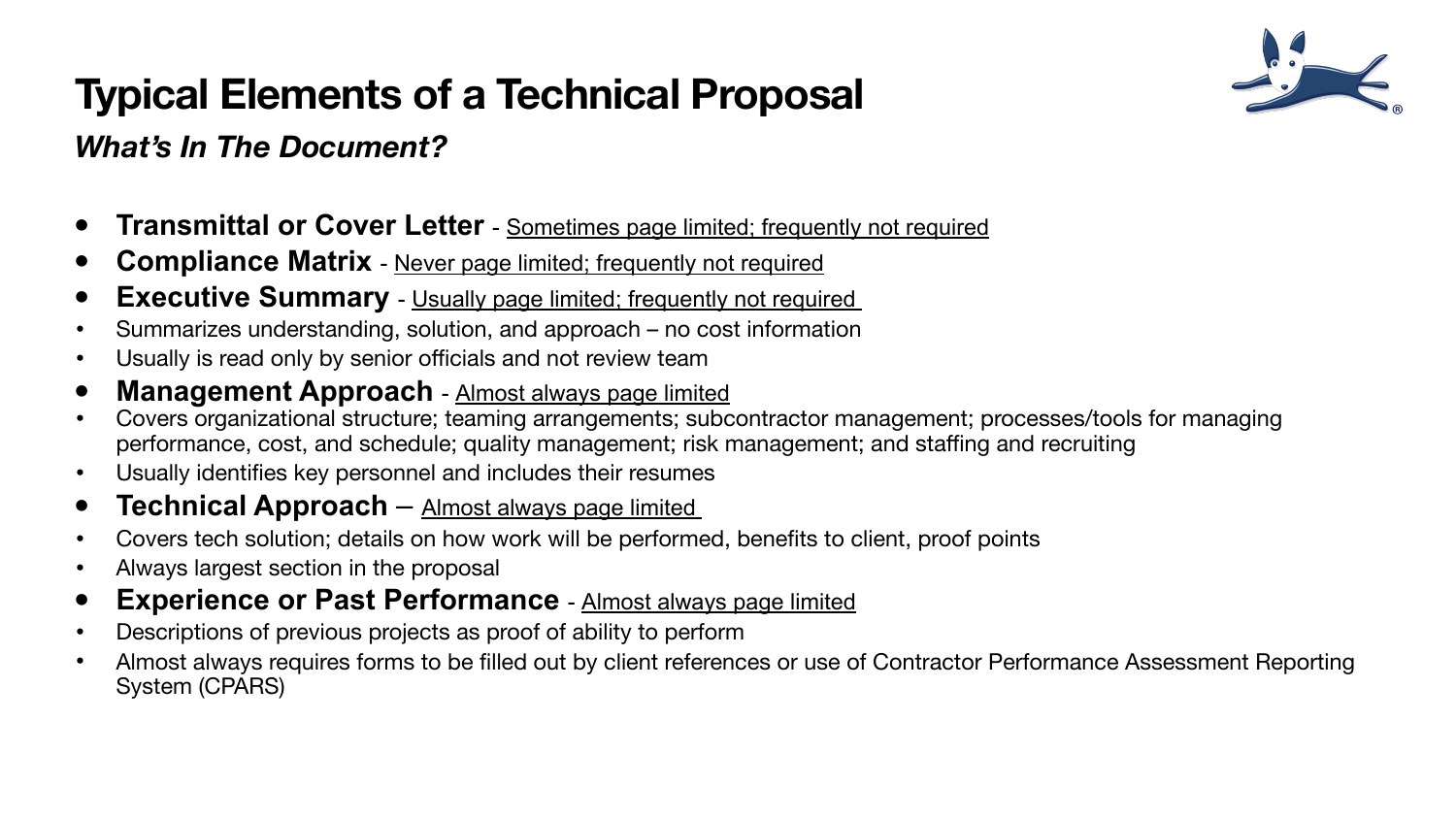# Typical Elements of a Technical Proposal

***What's In The Document?***

- **Transmittal or Cover Letter** - <u>Sometimes page limited; frequently not required</u>
- **Compliance Matrix** - <u>Never page limited; frequently not required</u>
- **Executive Summary** - <u>Usually page limited; frequently not required</u>
  - Summarizes understanding, solution, and approach – no cost information
  - Usually is read only by senior officials and not review team
- **Management Approach** - <u>Almost always page limited</u>
  - Covers organizational structure; teaming arrangements; subcontractor management; processes/tools for managing performance, cost, and schedule; quality management; risk management; and staffing and recruiting
  - Usually identifies key personnel and includes their resumes
- **Technical Approach** – <u>Almost always page limited</u>
  - Covers tech solution; details on how work will be performed, benefits to client, proof points
  - Always largest section in the proposal
- **Experience or Past Performance** - <u>Almost always page limited</u>
  - Descriptions of previous projects as proof of ability to perform
  - Almost always requires forms to be filled out by client references or use of Contractor Performance Assessment Reporting System (CPARS)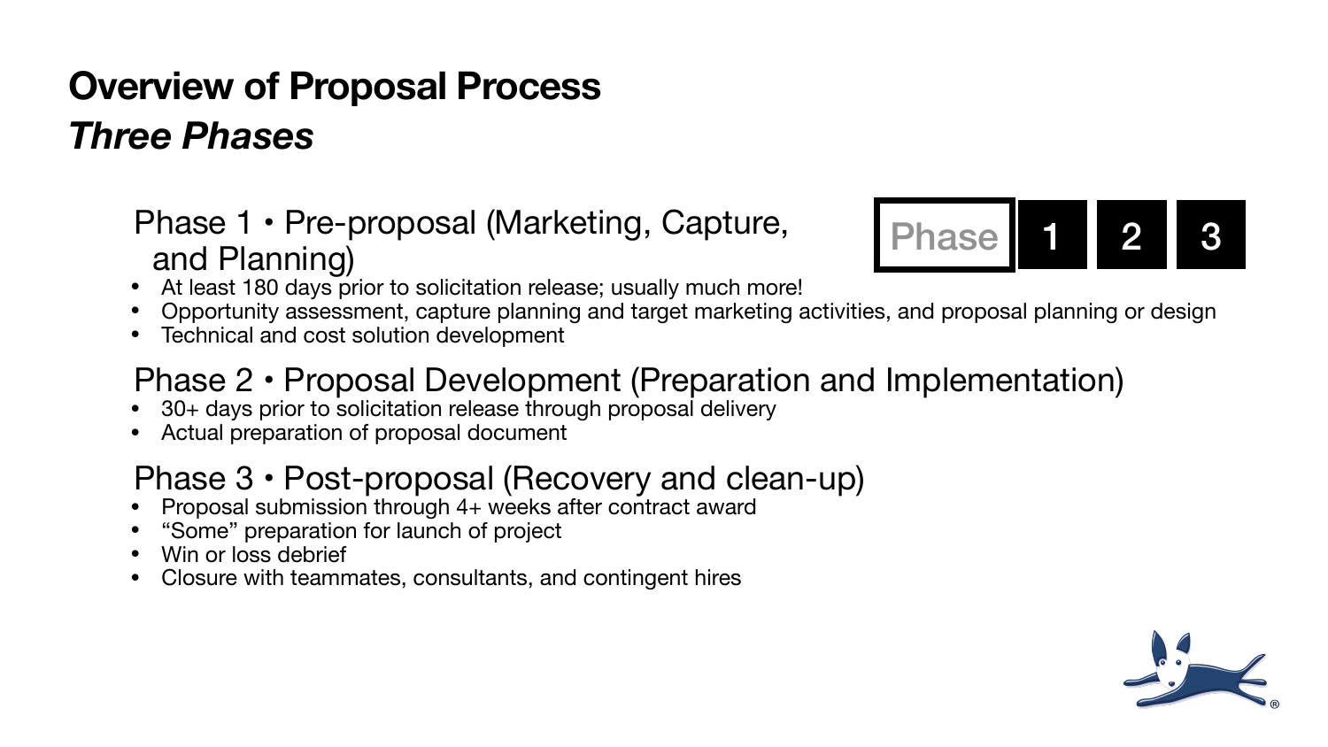# Overview of Proposal Process
## *Three Phases*

Phase 1 • Pre-proposal (Marketing, Capture, and Planning)

- At least 180 days prior to solicitation release; usually much more!
- Opportunity assessment, capture planning and target marketing activities, and proposal planning or design
- Technical and cost solution development

Phase 2 • Proposal Development (Preparation and Implementation)

- 30+ days prior to solicitation release through proposal delivery
- Actual preparation of proposal document

Phase 3 • Post-proposal (Recovery and clean-up)

- Proposal submission through 4+ weeks after contract award
- "Some" preparation for launch of project
- Win or loss debrief
- Closure with teammates, consultants, and contingent hires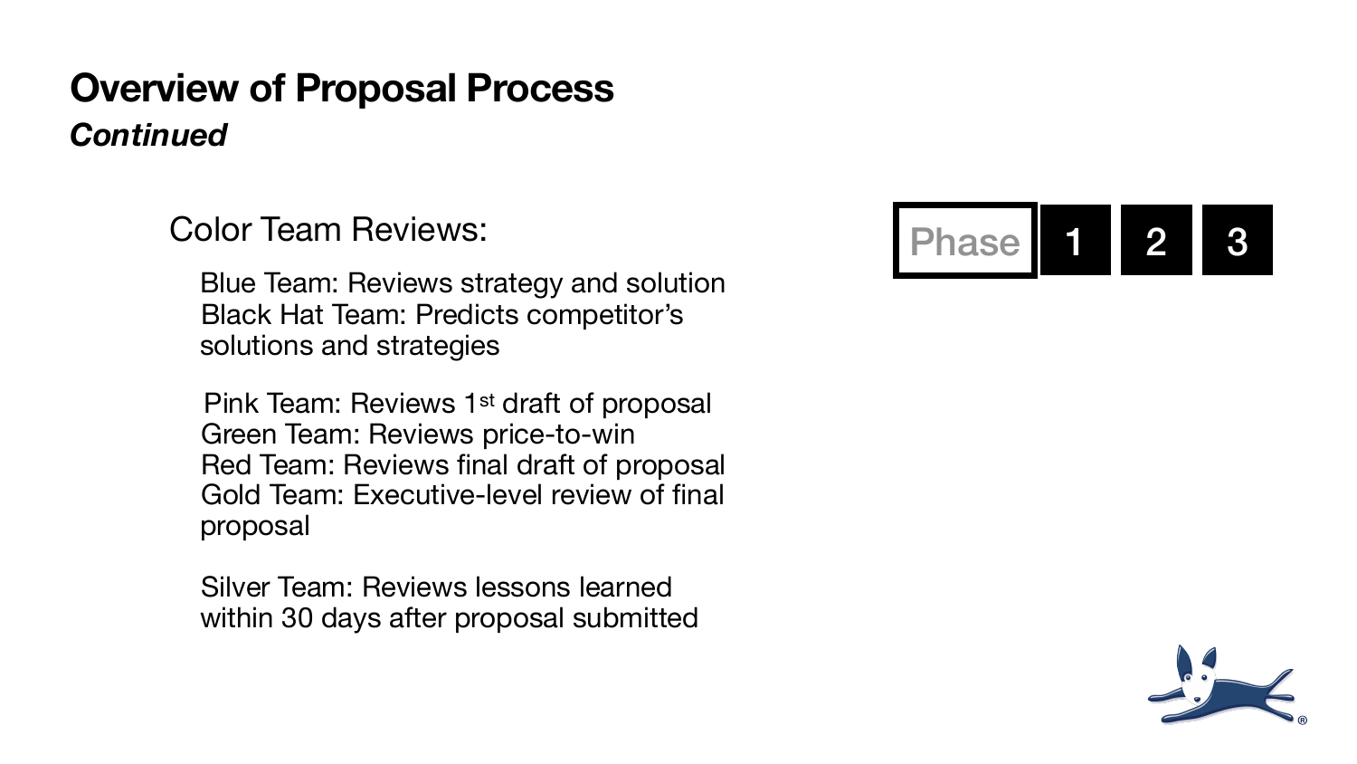# Overview of Proposal Process

***Continued***

Color Team Reviews:

Blue Team: Reviews strategy and solution
Black Hat Team: Predicts competitor's solutions and strategies

Pink Team: Reviews 1st draft of proposal
Green Team: Reviews price-to-win
Red Team: Reviews final draft of proposal
Gold Team: Executive-level review of final proposal

Silver Team: Reviews lessons learned within 30 days after proposal submitted

Phase | 1 | 2 | 3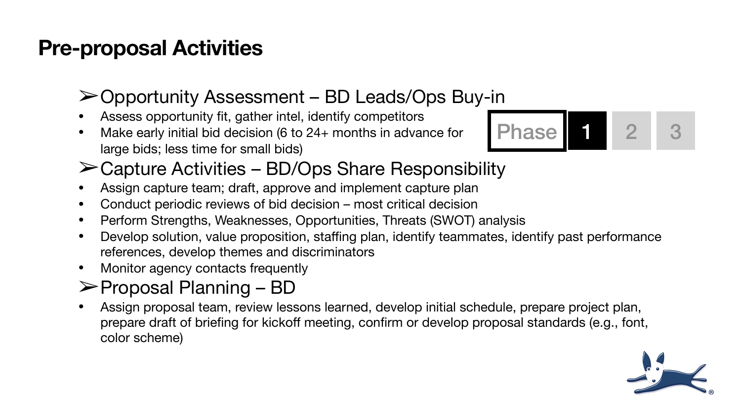# Pre-proposal Activities

Phase **1** 2 3

## ➢ Opportunity Assessment – BD Leads/Ops Buy-in

- Assess opportunity fit, gather intel, identify competitors
- Make early initial bid decision (6 to 24+ months in advance for large bids; less time for small bids)

## ➢ Capture Activities – BD/Ops Share Responsibility

- Assign capture team; draft, approve and implement capture plan
- Conduct periodic reviews of bid decision – most critical decision
- Perform Strengths, Weaknesses, Opportunities, Threats (SWOT) analysis
- Develop solution, value proposition, staffing plan, identify teammates, identify past performance references, develop themes and discriminators
- Monitor agency contacts frequently

## ➢ Proposal Planning – BD

- Assign proposal team, review lessons learned, develop initial schedule, prepare project plan, prepare draft of briefing for kickoff meeting, confirm or develop proposal standards (e.g., font, color scheme)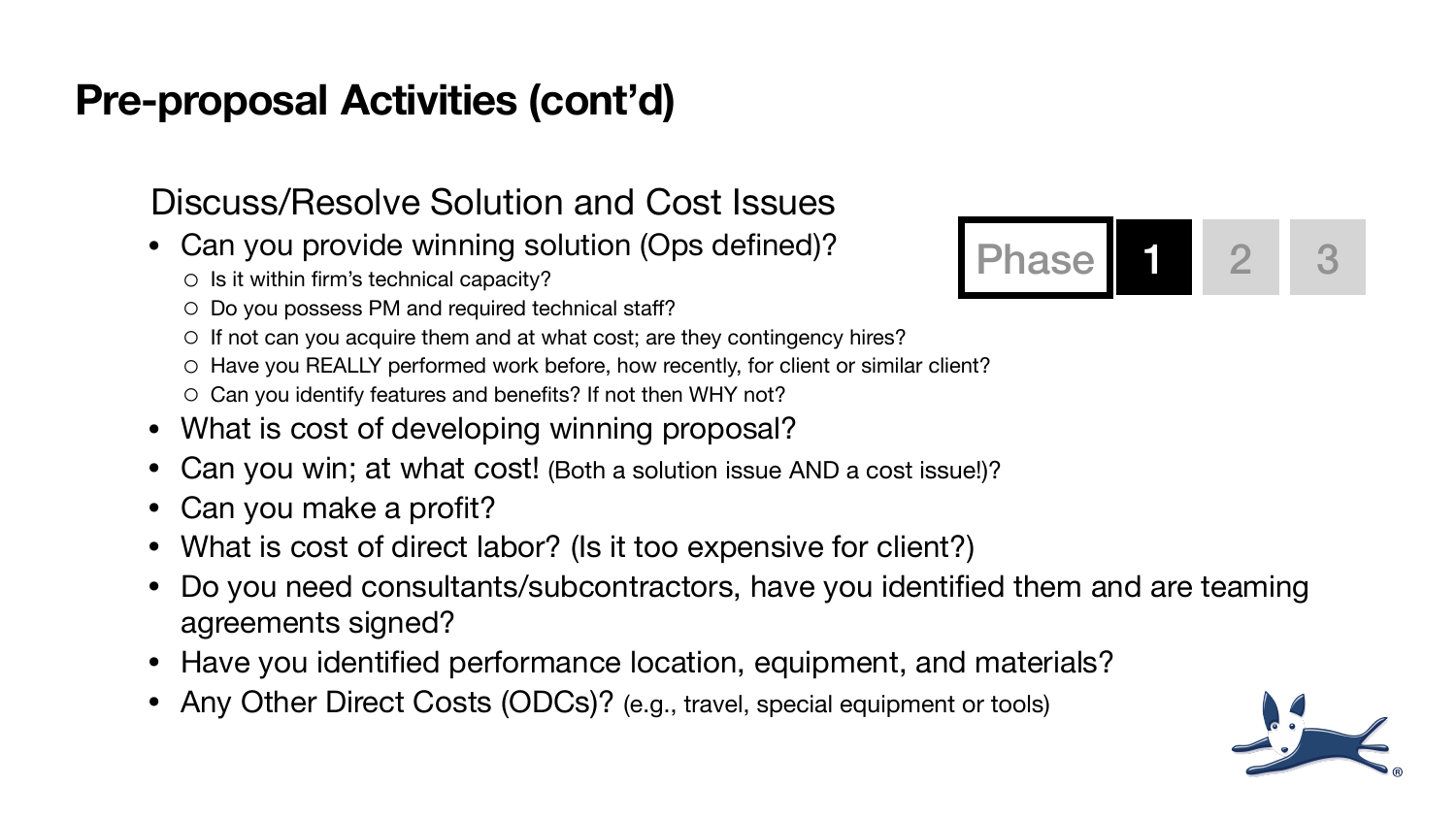# Pre-proposal Activities (cont'd)

Phase **1** 2 3

## Discuss/Resolve Solution and Cost Issues

- Can you provide winning solution (Ops defined)?
  - Is it within firm's technical capacity?
  - Do you possess PM and required technical staff?
  - If not can you acquire them and at what cost; are they contingency hires?
  - Have you REALLY performed work before, how recently, for client or similar client?
  - Can you identify features and benefits? If not then WHY not?
- What is cost of developing winning proposal?
- Can you win; at what cost! (Both a solution issue AND a cost issue!)?
- Can you make a profit?
- What is cost of direct labor? (Is it too expensive for client?)
- Do you need consultants/subcontractors, have you identified them and are teaming agreements signed?
- Have you identified performance location, equipment, and materials?
- Any Other Direct Costs (ODCs)? (e.g., travel, special equipment or tools)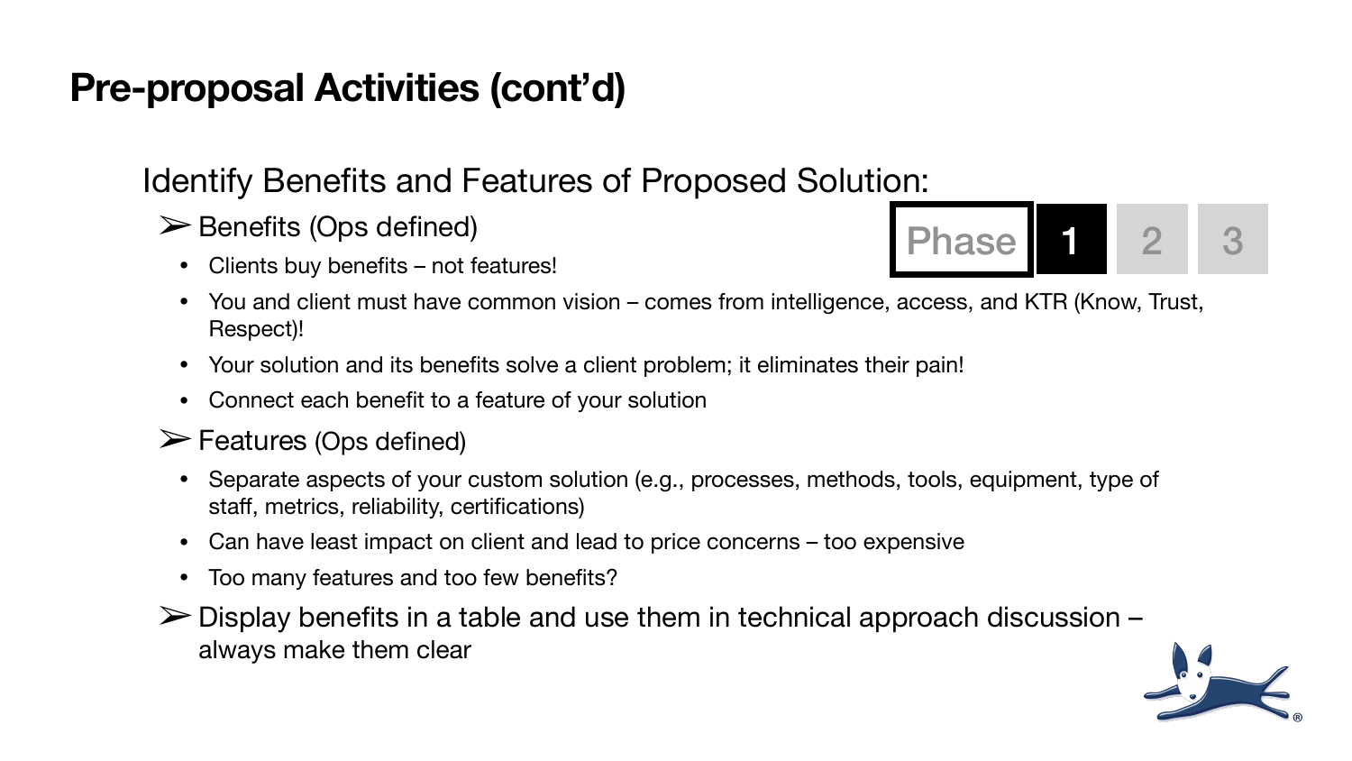# Pre-proposal Activities (cont'd)

Identify Benefits and Features of Proposed Solution:

Phase **1** 2 3

- ➢ Benefits (Ops defined)
  - Clients buy benefits – not features!
  - You and client must have common vision – comes from intelligence, access, and KTR (Know, Trust, Respect)!
  - Your solution and its benefits solve a client problem; it eliminates their pain!
  - Connect each benefit to a feature of your solution
- ➢ Features (Ops defined)
  - Separate aspects of your custom solution (e.g., processes, methods, tools, equipment, type of staff, metrics, reliability, certifications)
  - Can have least impact on client and lead to price concerns – too expensive
  - Too many features and too few benefits?
- ➢ Display benefits in a table and use them in technical approach discussion – always make them clear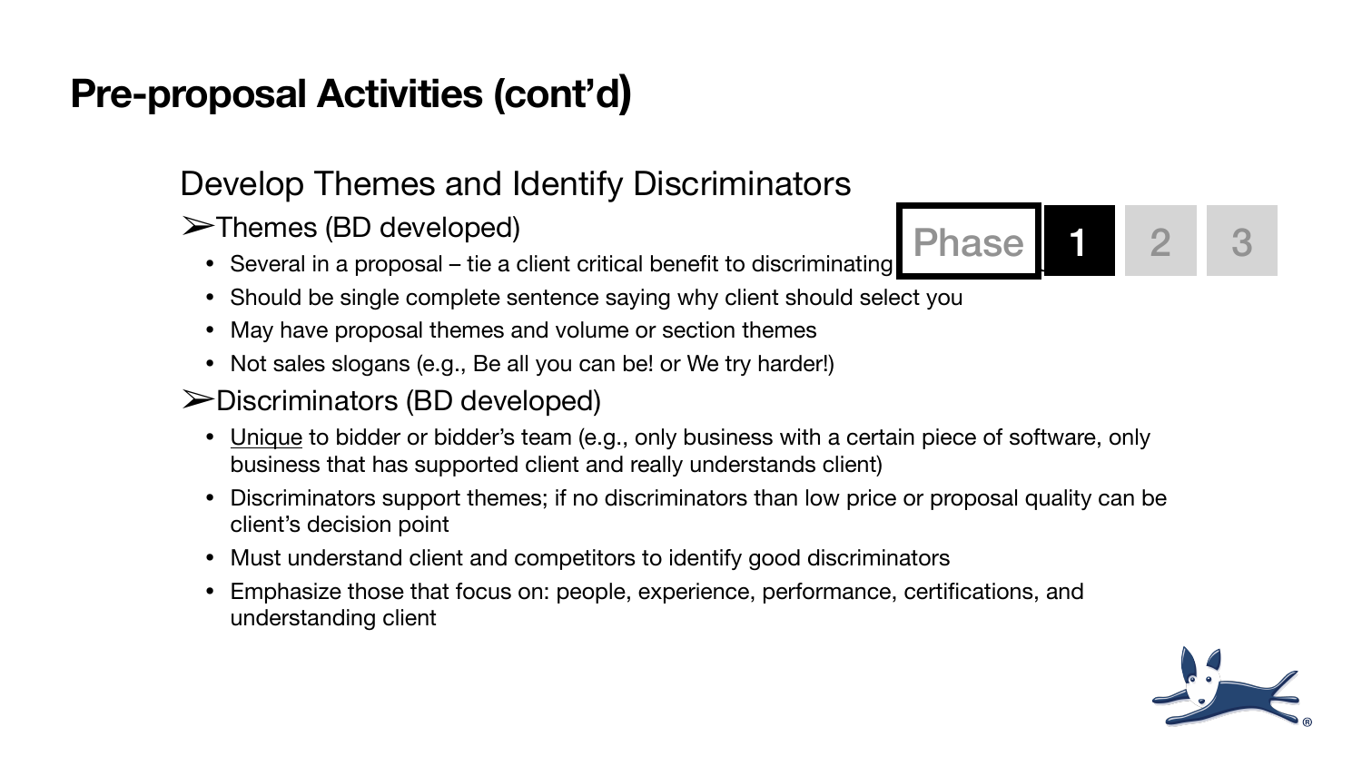# Pre-proposal Activities (cont'd)

Phase **1** 2 3

## Develop Themes and Identify Discriminators

➢Themes (BD developed)

- Several in a proposal – tie a client critical benefit to discriminating
- Should be single complete sentence saying why client should select you
- May have proposal themes and volume or section themes
- Not sales slogans (e.g., Be all you can be! or We try harder!)

➢Discriminators (BD developed)

- Unique to bidder or bidder's team (e.g., only business with a certain piece of software, only business that has supported client and really understands client)
- Discriminators support themes; if no discriminators than low price or proposal quality can be client's decision point
- Must understand client and competitors to identify good discriminators
- Emphasize those that focus on: people, experience, performance, certifications, and understanding client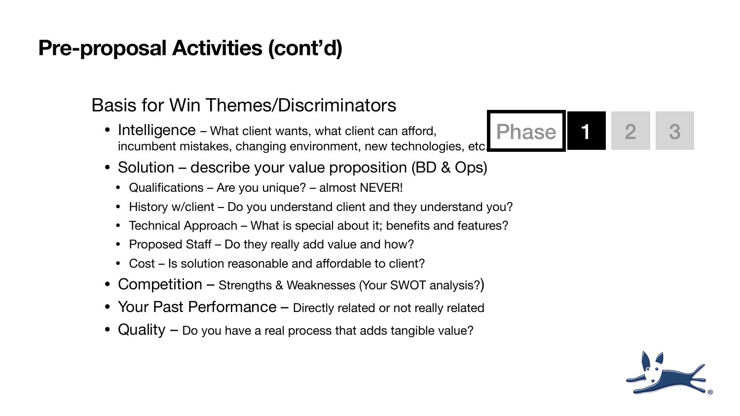# Pre-proposal Activities (cont'd)

Phase **1** 2 3

## Basis for Win Themes/Discriminators

- Intelligence – What client wants, what client can afford, incumbent mistakes, changing environment, new technologies, etc.
- Solution – describe your value proposition (BD & Ops)
  - Qualifications – Are you unique? – almost NEVER!
  - History w/client – Do you understand client and they understand you?
  - Technical Approach – What is special about it; benefits and features?
  - Proposed Staff – Do they really add value and how?
  - Cost – Is solution reasonable and affordable to client?
- Competition – Strengths & Weaknesses (Your SWOT analysis?)
- Your Past Performance – Directly related or not really related
- Quality – Do you have a real process that adds tangible value?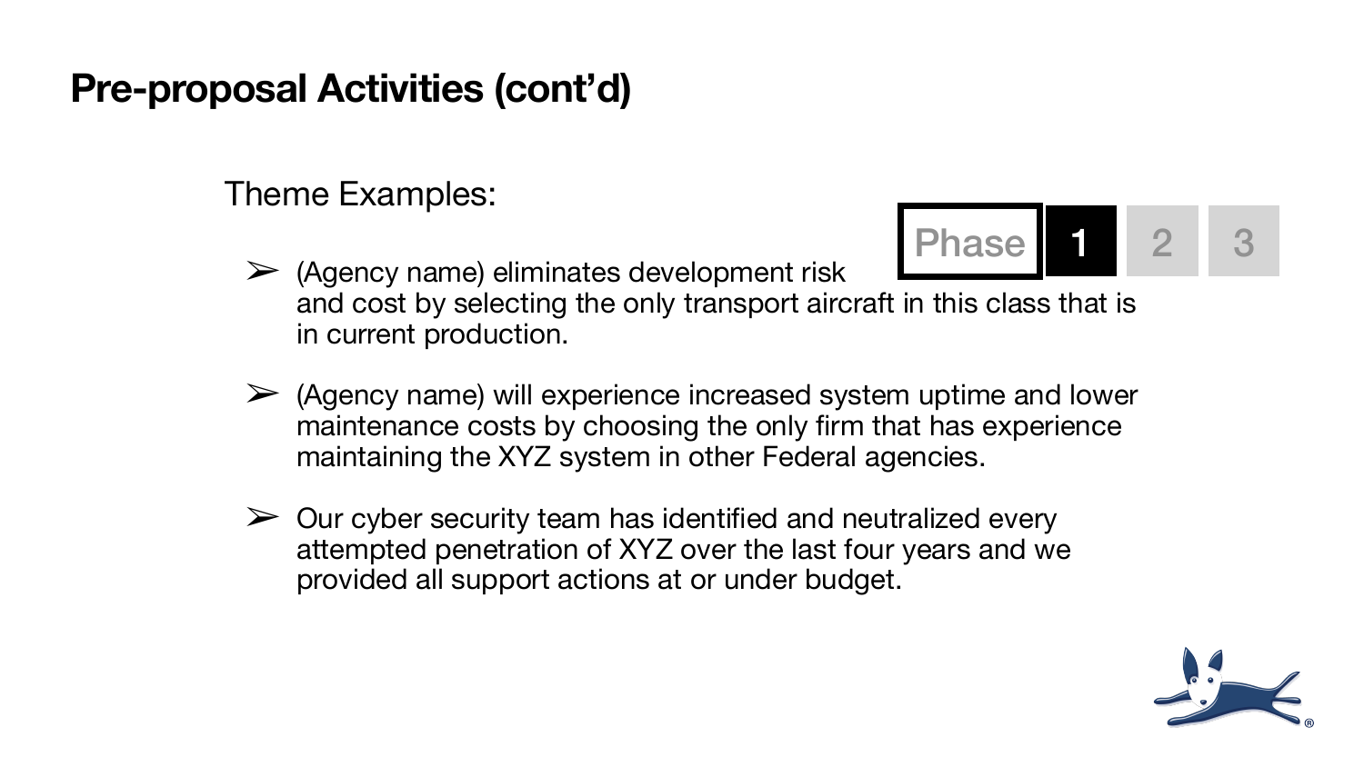# Pre-proposal Activities (cont'd)

Theme Examples:

Phase **1** 2 3

- (Agency name) eliminates development risk and cost by selecting the only transport aircraft in this class that is in current production.
- (Agency name) will experience increased system uptime and lower maintenance costs by choosing the only firm that has experience maintaining the XYZ system in other Federal agencies.
- Our cyber security team has identified and neutralized every attempted penetration of XYZ over the last four years and we provided all support actions at or under budget.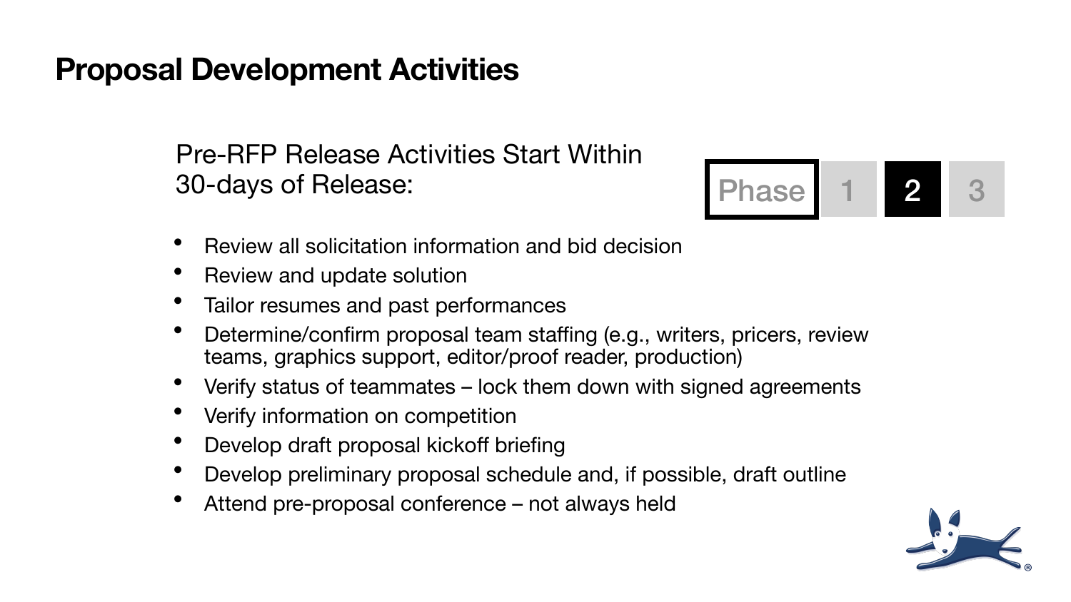# Proposal Development Activities

Pre-RFP Release Activities Start Within 30-days of Release:

Phase 1 **2** 3

- Review all solicitation information and bid decision
- Review and update solution
- Tailor resumes and past performances
- Determine/confirm proposal team staffing (e.g., writers, pricers, review teams, graphics support, editor/proof reader, production)
- Verify status of teammates – lock them down with signed agreements
- Verify information on competition
- Develop draft proposal kickoff briefing
- Develop preliminary proposal schedule and, if possible, draft outline
- Attend pre-proposal conference – not always held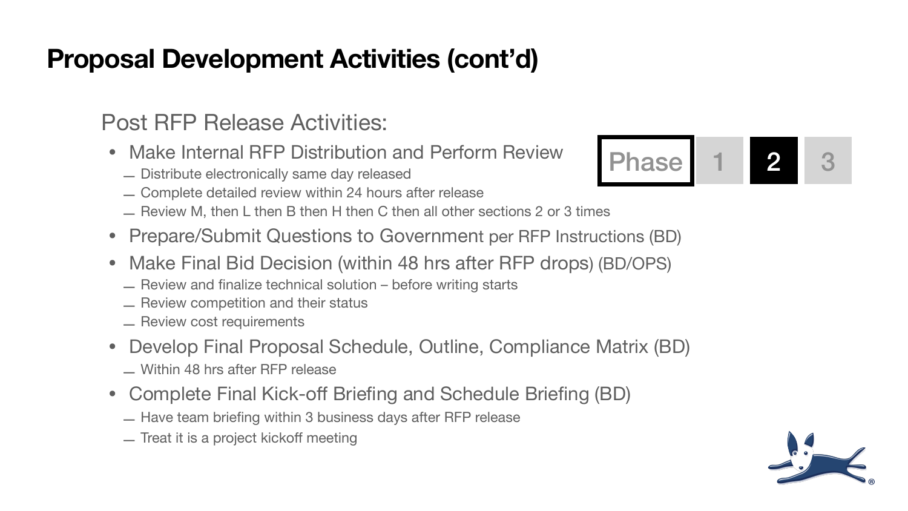# Proposal Development Activities (cont'd)

Phase 1 **2** 3

Post RFP Release Activities:

- Make Internal RFP Distribution and Perform Review
  - Distribute electronically same day released
  - Complete detailed review within 24 hours after release
  - Review M, then L then B then H then C then all other sections 2 or 3 times
- Prepare/Submit Questions to Government per RFP Instructions (BD)
- Make Final Bid Decision (within 48 hrs after RFP drops) (BD/OPS)
  - Review and finalize technical solution – before writing starts
  - Review competition and their status
  - Review cost requirements
- Develop Final Proposal Schedule, Outline, Compliance Matrix (BD)
  - Within 48 hrs after RFP release
- Complete Final Kick-off Briefing and Schedule Briefing (BD)
  - Have team briefing within 3 business days after RFP release
  - Treat it is a project kickoff meeting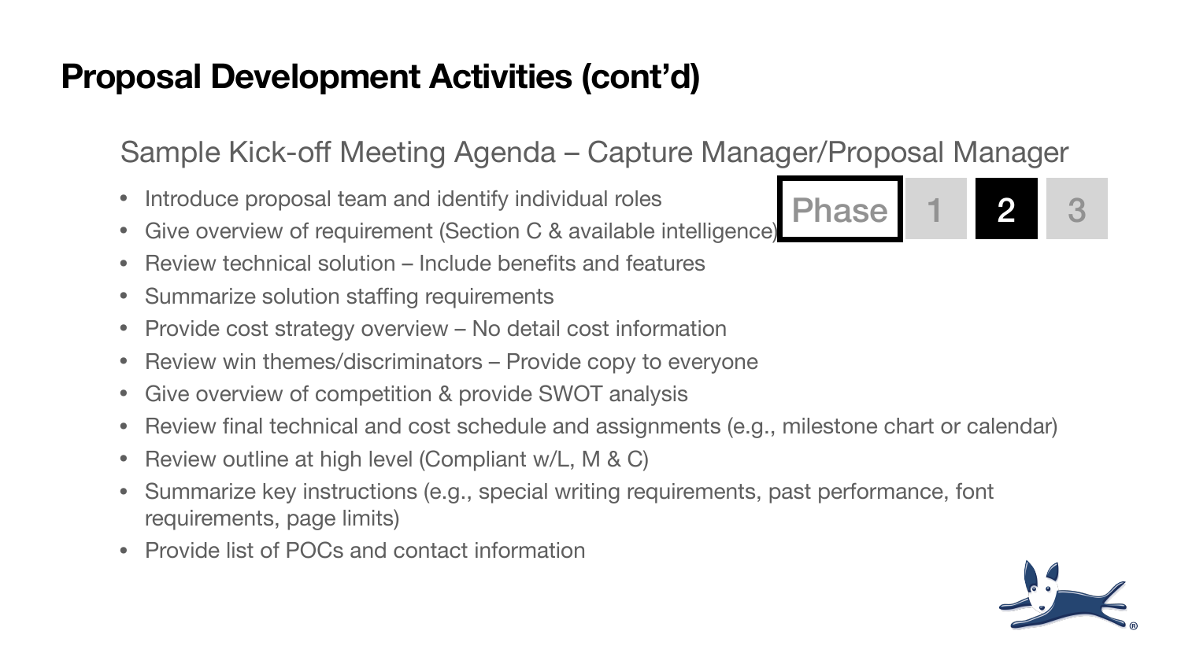# Proposal Development Activities (cont'd)

## Sample Kick-off Meeting Agenda – Capture Manager/Proposal Manager

Phase 1 **2** 3

- Introduce proposal team and identify individual roles
- Give overview of requirement (Section C & available intelligence)
- Review technical solution – Include benefits and features
- Summarize solution staffing requirements
- Provide cost strategy overview – No detail cost information
- Review win themes/discriminators – Provide copy to everyone
- Give overview of competition & provide SWOT analysis
- Review final technical and cost schedule and assignments (e.g., milestone chart or calendar)
- Review outline at high level (Compliant w/L, M & C)
- Summarize key instructions (e.g., special writing requirements, past performance, font requirements, page limits)
- Provide list of POCs and contact information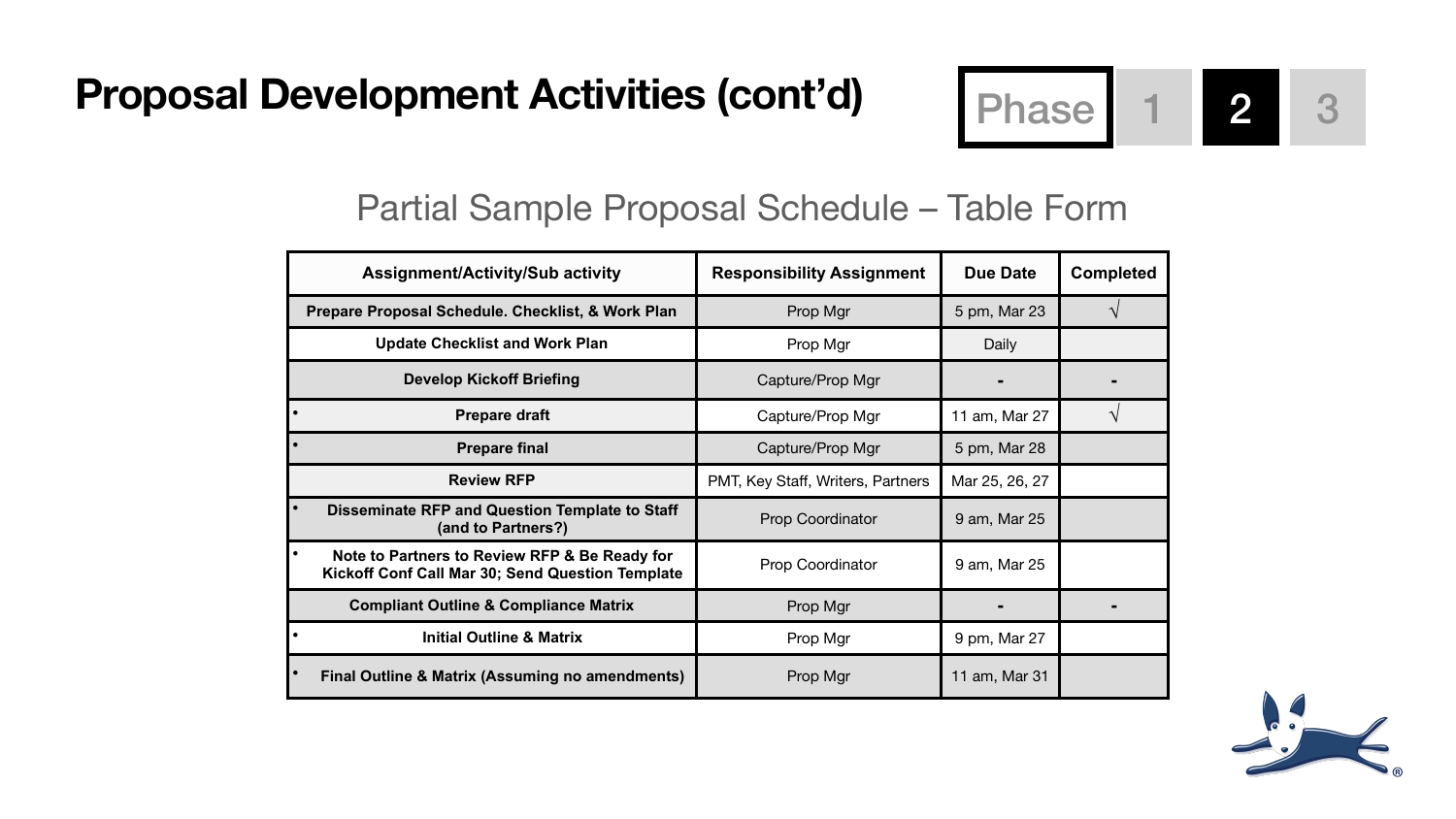# Proposal Development Activities (cont'd)

Phase 1 **2** 3

## Partial Sample Proposal Schedule – Table Form

| Assignment/Activity/Sub activity | Responsibility Assignment | Due Date | Completed |
|---|---|---|---|
| Prepare Proposal Schedule. Checklist, & Work Plan | Prop Mgr | 5 pm, Mar 23 | √ |
| Update Checklist and Work Plan | Prop Mgr | Daily | |
| Develop Kickoff Briefing | Capture/Prop Mgr | - | - |
| • Prepare draft | Capture/Prop Mgr | 11 am, Mar 27 | √ |
| • Prepare final | Capture/Prop Mgr | 5 pm, Mar 28 | |
| Review RFP | PMT, Key Staff, Writers, Partners | Mar 25, 26, 27 | |
| • Disseminate RFP and Question Template to Staff (and to Partners?) | Prop Coordinator | 9 am, Mar 25 | |
| • Note to Partners to Review RFP & Be Ready for Kickoff Conf Call Mar 30; Send Question Template | Prop Coordinator | 9 am, Mar 25 | |
| Compliant Outline & Compliance Matrix | Prop Mgr | - | - |
| • Initial Outline & Matrix | Prop Mgr | 9 pm, Mar 27 | |
| • Final Outline & Matrix (Assuming no amendments) | Prop Mgr | 11 am, Mar 31 | |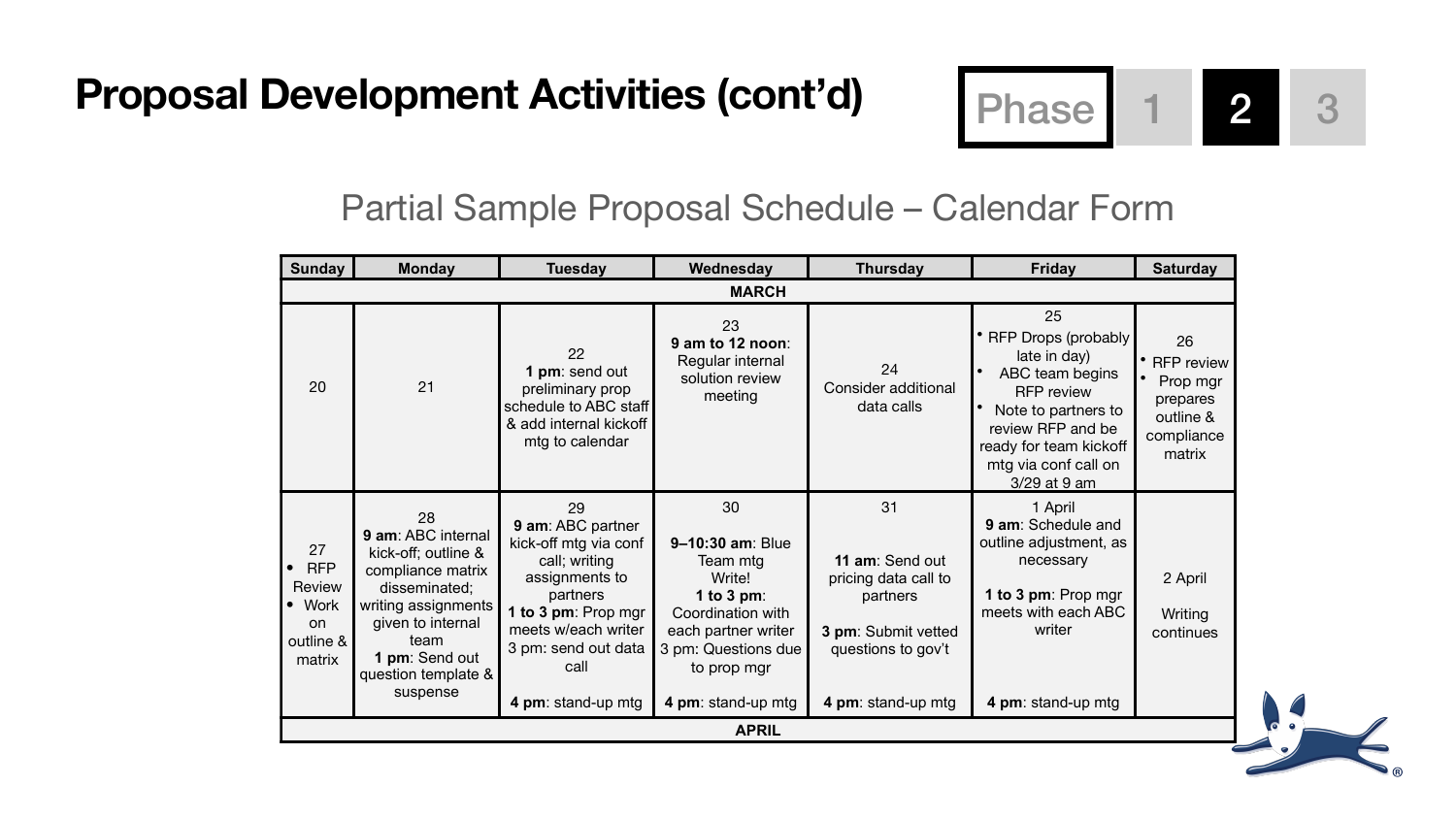# Proposal Development Activities (cont'd)

Phase 1 **2** 3

## Partial Sample Proposal Schedule – Calendar Form

| Sunday | Monday | Tuesday | Wednesday | Thursday | Friday | Saturday |
|---|---|---|---|---|---|---|
| **MARCH** | | | | | | |
| 20 | 21 | 22<br>**1 pm**: send out preliminary prop schedule to ABC staff & add internal kickoff mtg to calendar | 23<br>**9 am to 12 noon**: Regular internal solution review meeting | 24<br>Consider additional data calls | 25<br>• RFP Drops (probably late in day)<br>• ABC team begins RFP review<br>• Note to partners to review RFP and be ready for team kickoff mtg via conf call on 3/29 at 9 am | 26<br>• RFP review<br>• Prop mgr prepares outline & compliance matrix |
| 27<br>• RFP Review<br>• Work on outline & matrix | 28<br>**9 am**: ABC internal kick-off; outline & compliance matrix disseminated; writing assignments given to internal team<br>**1 pm**: Send out question template & suspense | 29<br>**9 am**: ABC partner kick-off mtg via conf call; writing assignments to partners<br>**1 to 3 pm**: Prop mgr meets w/each writer<br>3 pm: send out data call<br>**4 pm**: stand-up mtg | 30<br>**9–10:30 am**: Blue Team mtg<br>Write!<br>**1 to 3 pm**: Coordination with each partner writer<br>3 pm: Questions due to prop mgr<br>**4 pm**: stand-up mtg | 31<br>**11 am**: Send out pricing data call to partners<br>**3 pm**: Submit vetted questions to gov't<br>**4 pm**: stand-up mtg | 1 April<br>**9 am**: Schedule and outline adjustment, as necessary<br>**1 to 3 pm**: Prop mgr meets with each ABC writer<br>**4 pm**: stand-up mtg | 2 April<br>Writing continues |
| **APRIL** | | | | | | |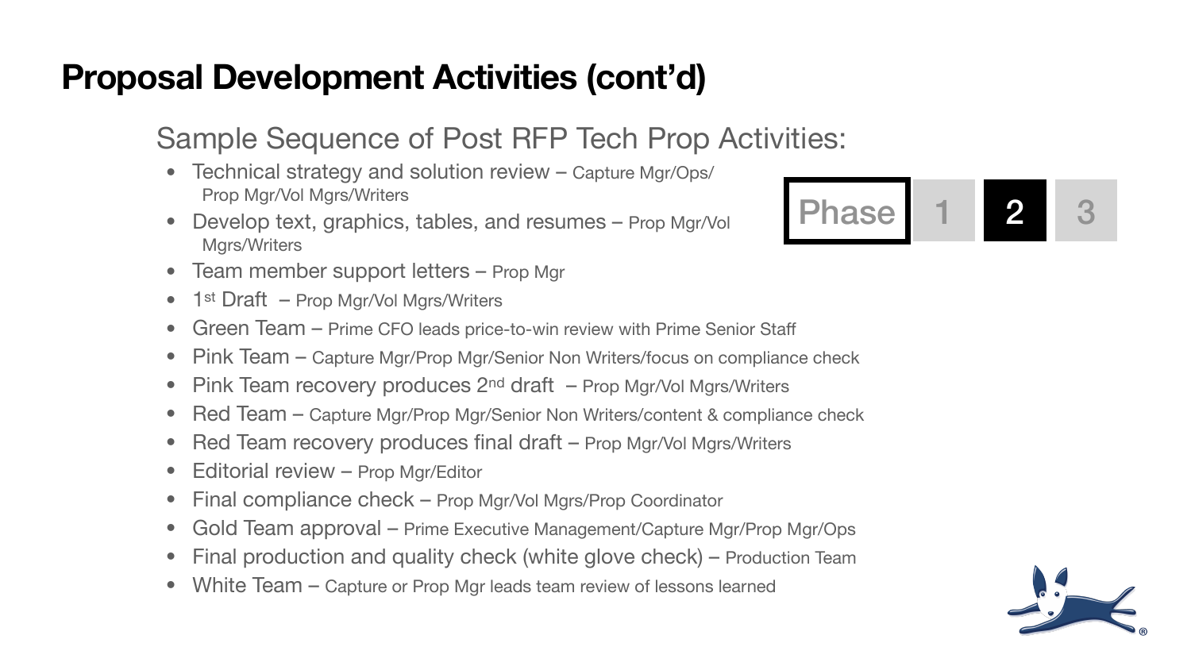# Proposal Development Activities (cont'd)

Phase 1 **2** 3

## Sample Sequence of Post RFP Tech Prop Activities:

- Technical strategy and solution review – Capture Mgr/Ops/ Prop Mgr/Vol Mgrs/Writers
- Develop text, graphics, tables, and resumes – Prop Mgr/Vol Mgrs/Writers
- Team member support letters – Prop Mgr
- 1st Draft – Prop Mgr/Vol Mgrs/Writers
- Green Team – Prime CFO leads price-to-win review with Prime Senior Staff
- Pink Team – Capture Mgr/Prop Mgr/Senior Non Writers/focus on compliance check
- Pink Team recovery produces 2nd draft – Prop Mgr/Vol Mgrs/Writers
- Red Team – Capture Mgr/Prop Mgr/Senior Non Writers/content & compliance check
- Red Team recovery produces final draft – Prop Mgr/Vol Mgrs/Writers
- Editorial review – Prop Mgr/Editor
- Final compliance check – Prop Mgr/Vol Mgrs/Prop Coordinator
- Gold Team approval – Prime Executive Management/Capture Mgr/Prop Mgr/Ops
- Final production and quality check (white glove check) – Production Team
- White Team – Capture or Prop Mgr leads team review of lessons learned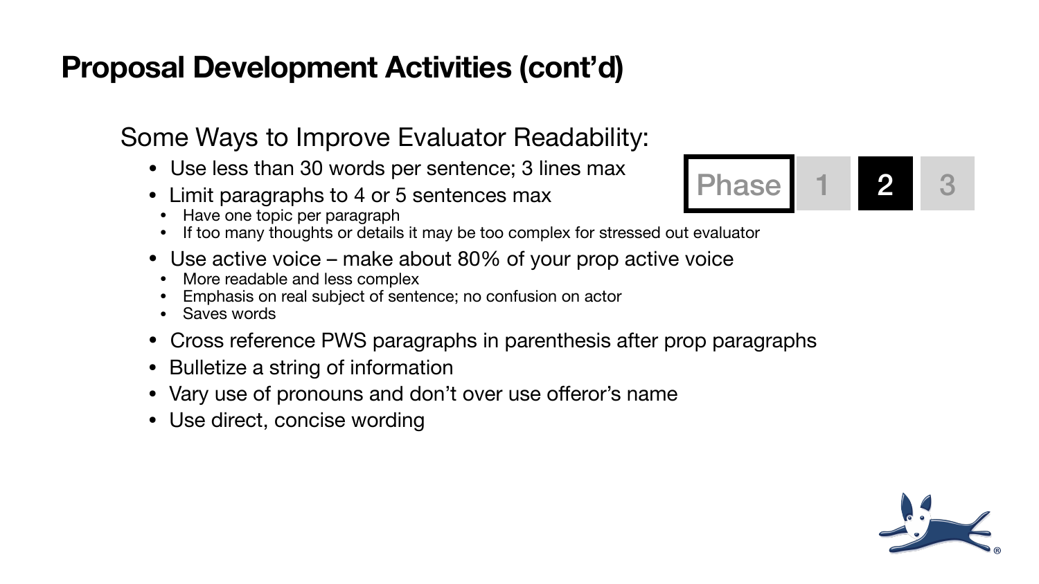# Proposal Development Activities (cont'd)

Phase 1 **2** 3

## Some Ways to Improve Evaluator Readability:

- Use less than 30 words per sentence; 3 lines max
- Limit paragraphs to 4 or 5 sentences max
  - Have one topic per paragraph
  - If too many thoughts or details it may be too complex for stressed out evaluator
- Use active voice – make about 80% of your prop active voice
  - More readable and less complex
  - Emphasis on real subject of sentence; no confusion on actor
  - Saves words
- Cross reference PWS paragraphs in parenthesis after prop paragraphs
- Bulletize a string of information
- Vary use of pronouns and don't over use offeror's name
- Use direct, concise wording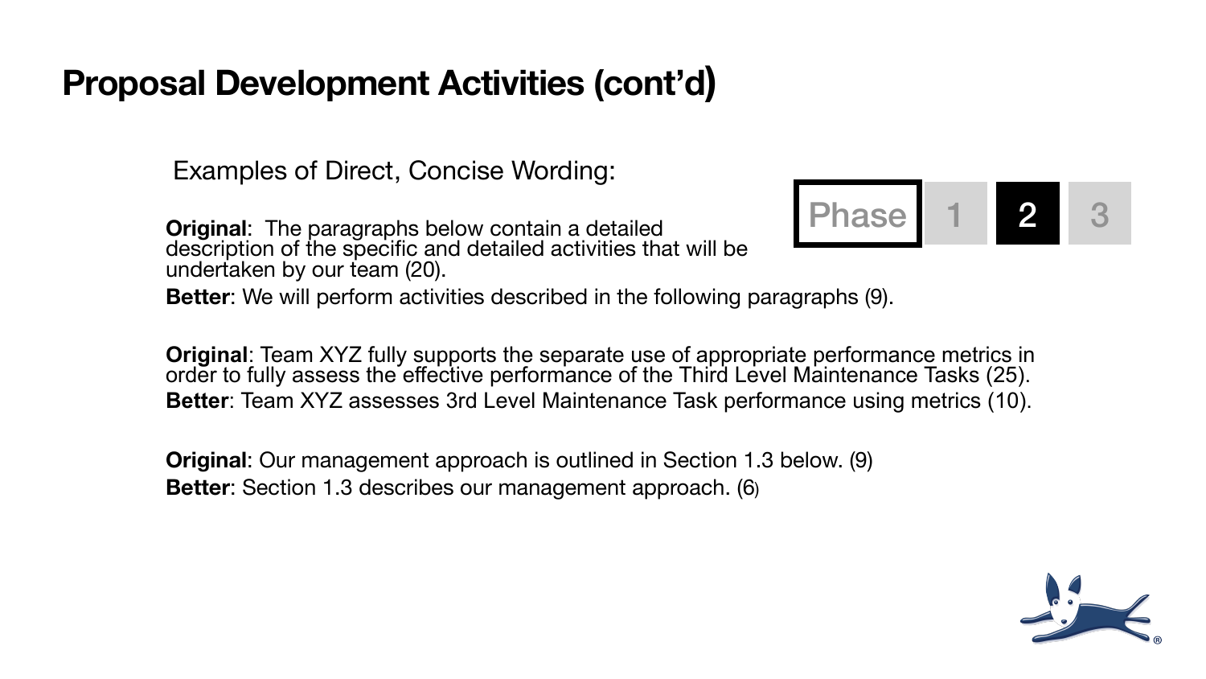# Proposal Development Activities (cont'd)

Phase 1 **2** 3

Examples of Direct, Concise Wording:

**Original**: The paragraphs below contain a detailed description of the specific and detailed activities that will be undertaken by our team (20).

**Better**: We will perform activities described in the following paragraphs (9).

**Original**: Team XYZ fully supports the separate use of appropriate performance metrics in order to fully assess the effective performance of the Third Level Maintenance Tasks (25).

**Better**: Team XYZ assesses 3rd Level Maintenance Task performance using metrics (10).

**Original**: Our management approach is outlined in Section 1.3 below. (9)

**Better**: Section 1.3 describes our management approach. (6)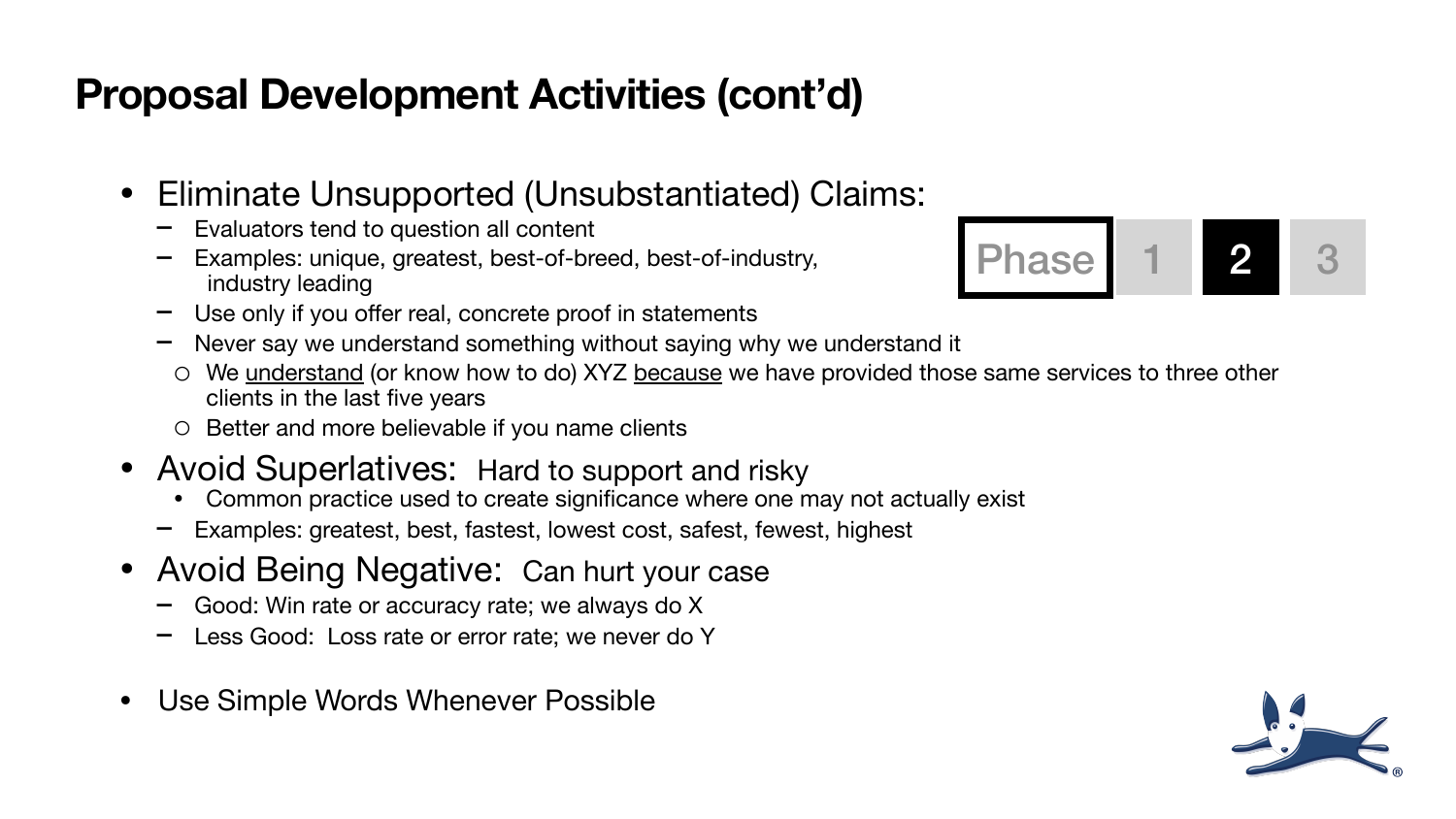# Proposal Development Activities (cont'd)

Phase 1 **2** 3

- Eliminate Unsupported (Unsubstantiated) Claims:
  - Evaluators tend to question all content
  - Examples: unique, greatest, best-of-breed, best-of-industry, industry leading
  - Use only if you offer real, concrete proof in statements
  - Never say we understand something without saying why we understand it
    - We <u>understand</u> (or know how to do) XYZ <u>because</u> we have provided those same services to three other clients in the last five years
    - Better and more believable if you name clients
- Avoid Superlatives: Hard to support and risky
  - Common practice used to create significance where one may not actually exist
  - Examples: greatest, best, fastest, lowest cost, safest, fewest, highest
- Avoid Being Negative: Can hurt your case
  - Good: Win rate or accuracy rate; we always do X
  - Less Good: Loss rate or error rate; we never do Y
- Use Simple Words Whenever Possible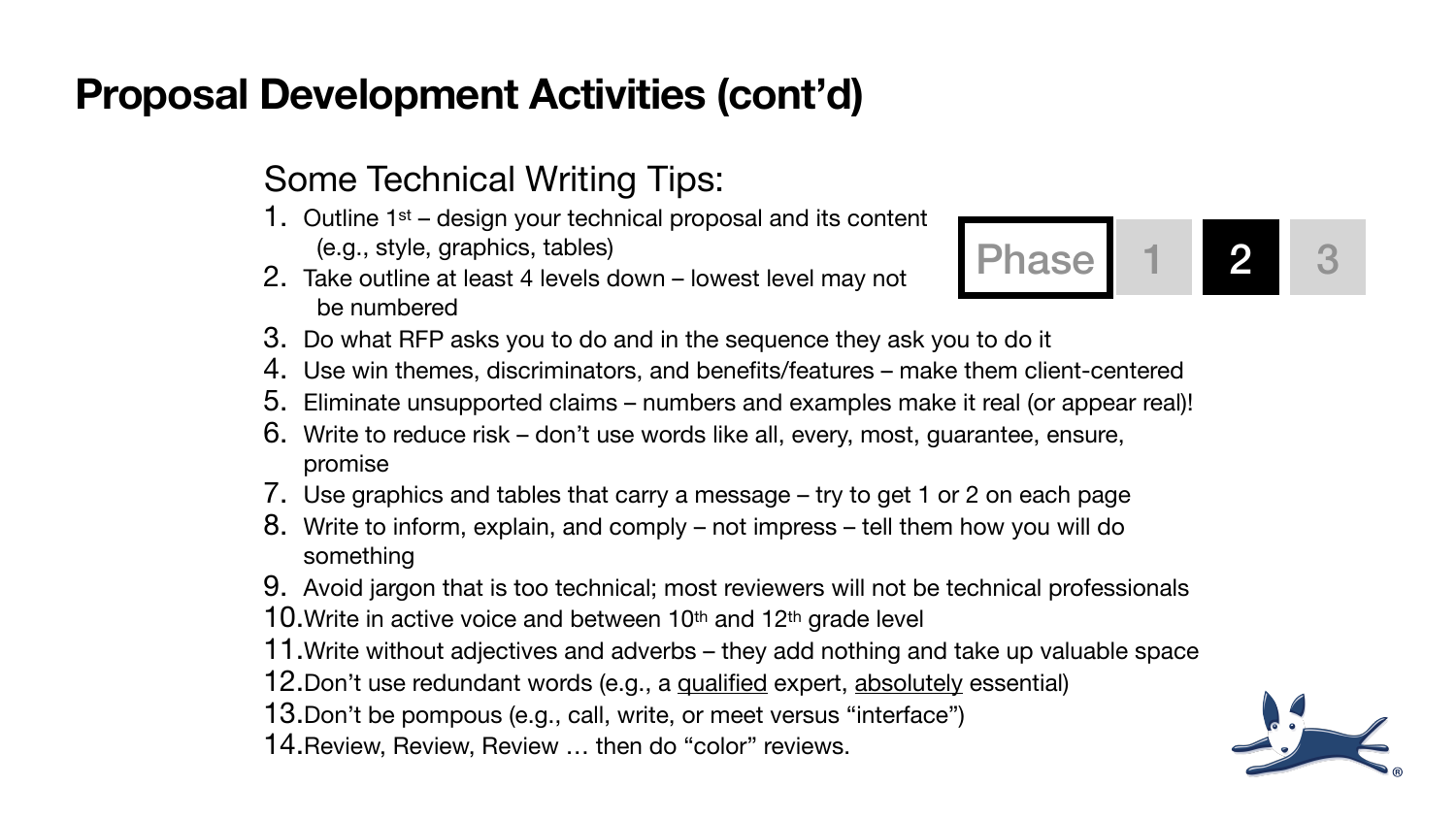# Proposal Development Activities (cont'd)

Phase 1 **2** 3

## Some Technical Writing Tips:

1. Outline 1st – design your technical proposal and its content (e.g., style, graphics, tables)
2. Take outline at least 4 levels down – lowest level may not be numbered
3. Do what RFP asks you to do and in the sequence they ask you to do it
4. Use win themes, discriminators, and benefits/features – make them client-centered
5. Eliminate unsupported claims – numbers and examples make it real (or appear real)!
6. Write to reduce risk – don't use words like all, every, most, guarantee, ensure, promise
7. Use graphics and tables that carry a message – try to get 1 or 2 on each page
8. Write to inform, explain, and comply – not impress – tell them how you will do something
9. Avoid jargon that is too technical; most reviewers will not be technical professionals
10. Write in active voice and between 10th and 12th grade level
11. Write without adjectives and adverbs – they add nothing and take up valuable space
12. Don't use redundant words (e.g., a qualified expert, absolutely essential)
13. Don't be pompous (e.g., call, write, or meet versus "interface")
14. Review, Review, Review … then do "color" reviews.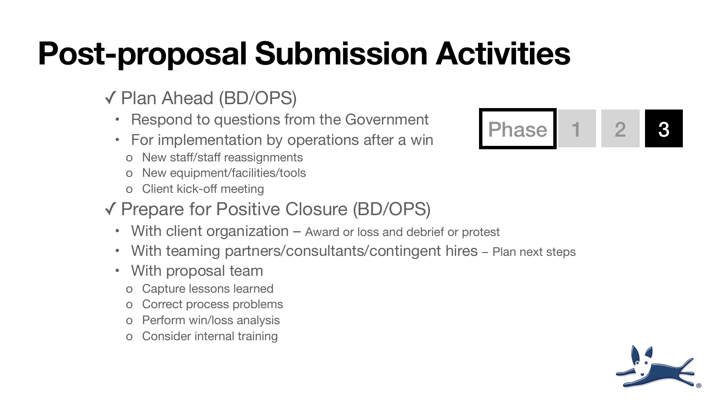# Post-proposal Submission Activities

Phase 1 2 **3**

✓ Plan Ahead (BD/OPS)

- Respond to questions from the Government
- For implementation by operations after a win
  - New staff/staff reassignments
  - New equipment/facilities/tools
  - Client kick-off meeting

✓ Prepare for Positive Closure (BD/OPS)

- With client organization – Award or loss and debrief or protest
- With teaming partners/consultants/contingent hires – Plan next steps
- With proposal team
  - Capture lessons learned
  - Correct process problems
  - Perform win/loss analysis
  - Consider internal training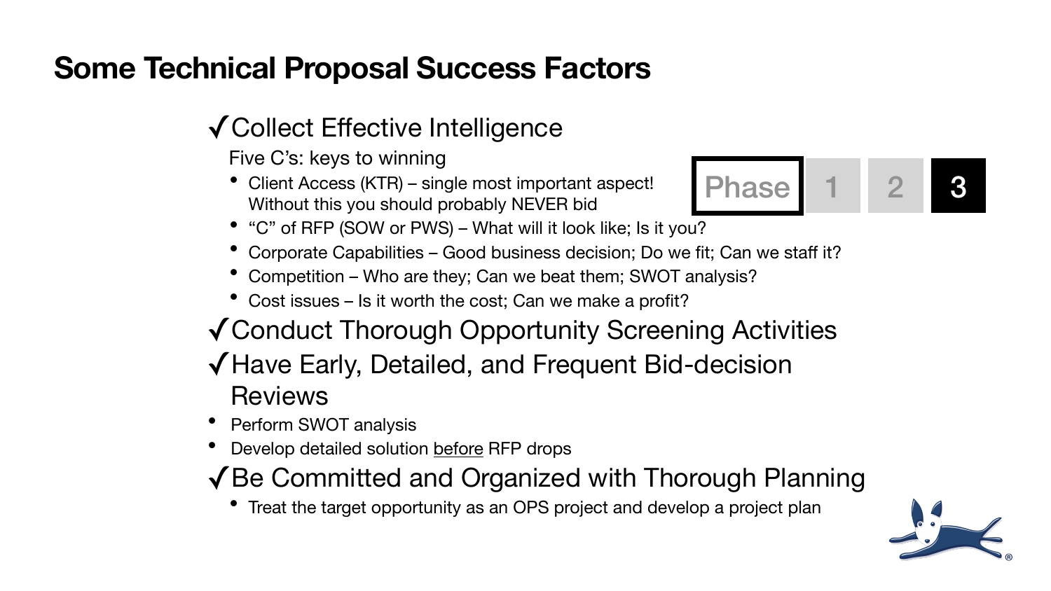# Some Technical Proposal Success Factors

Phase 1 2 **3**

✓Collect Effective Intelligence

Five C's: keys to winning

- Client Access (KTR) – single most important aspect! Without this you should probably NEVER bid
- "C" of RFP (SOW or PWS) – What will it look like; Is it you?
- Corporate Capabilities – Good business decision; Do we fit; Can we staff it?
- Competition – Who are they; Can we beat them; SWOT analysis?
- Cost issues – Is it worth the cost; Can we make a profit?

✓Conduct Thorough Opportunity Screening Activities

✓Have Early, Detailed, and Frequent Bid-decision Reviews

- Perform SWOT analysis
- Develop detailed solution before RFP drops

✓Be Committed and Organized with Thorough Planning

- Treat the target opportunity as an OPS project and develop a project plan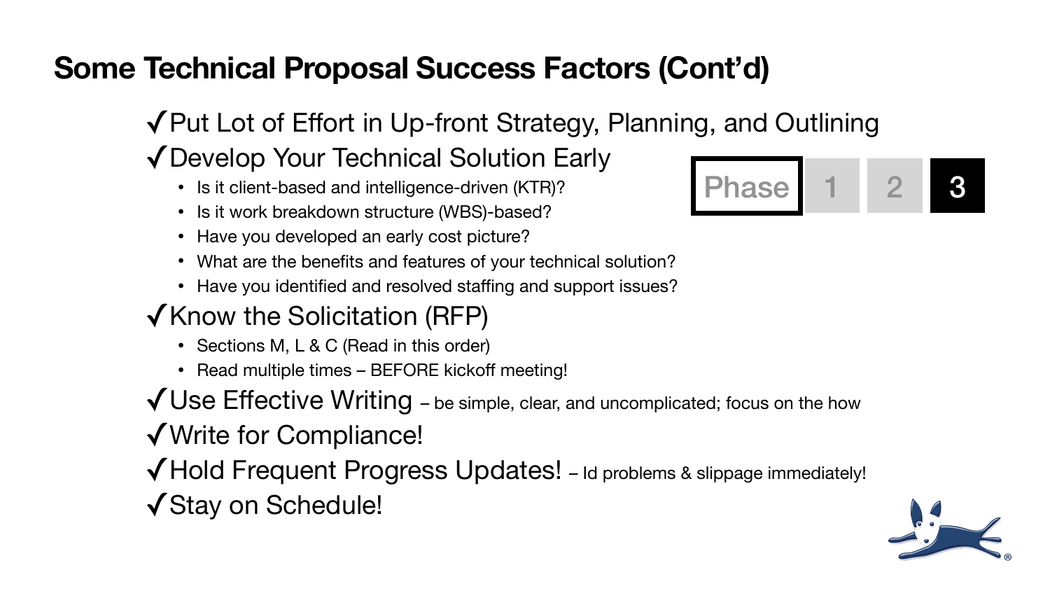# Some Technical Proposal Success Factors (Cont'd)

Phase 1 2 **3**

- ✓ Put Lot of Effort in Up-front Strategy, Planning, and Outlining
- ✓ Develop Your Technical Solution Early
  - Is it client-based and intelligence-driven (KTR)?
  - Is it work breakdown structure (WBS)-based?
  - Have you developed an early cost picture?
  - What are the benefits and features of your technical solution?
  - Have you identified and resolved staffing and support issues?
- ✓ Know the Solicitation (RFP)
  - Sections M, L & C (Read in this order)
  - Read multiple times – BEFORE kickoff meeting!
- ✓ Use Effective Writing – be simple, clear, and uncomplicated; focus on the how
- ✓ Write for Compliance!
- ✓ Hold Frequent Progress Updates! – Id problems & slippage immediately!
- ✓ Stay on Schedule!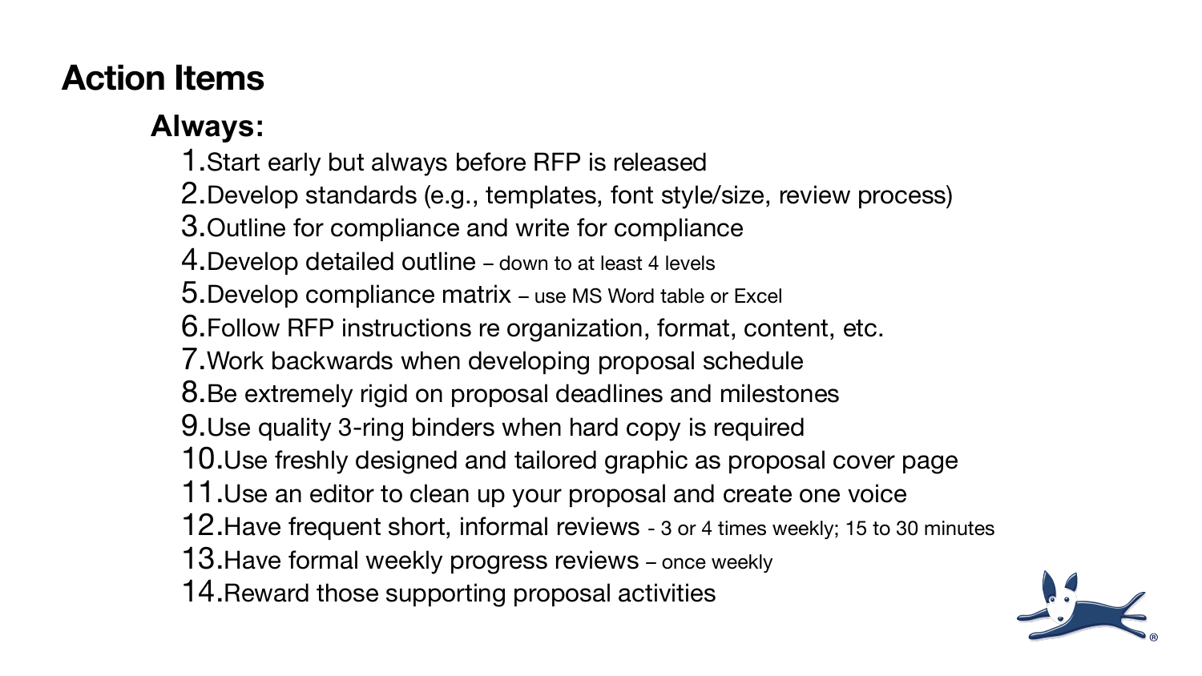# Action Items

## Always:

1. Start early but always before RFP is released
2. Develop standards (e.g., templates, font style/size, review process)
3. Outline for compliance and write for compliance
4. Develop detailed outline – down to at least 4 levels
5. Develop compliance matrix – use MS Word table or Excel
6. Follow RFP instructions re organization, format, content, etc.
7. Work backwards when developing proposal schedule
8. Be extremely rigid on proposal deadlines and milestones
9. Use quality 3-ring binders when hard copy is required
10. Use freshly designed and tailored graphic as proposal cover page
11. Use an editor to clean up your proposal and create one voice
12. Have frequent short, informal reviews - 3 or 4 times weekly; 15 to 30 minutes
13. Have formal weekly progress reviews – once weekly
14. Reward those supporting proposal activities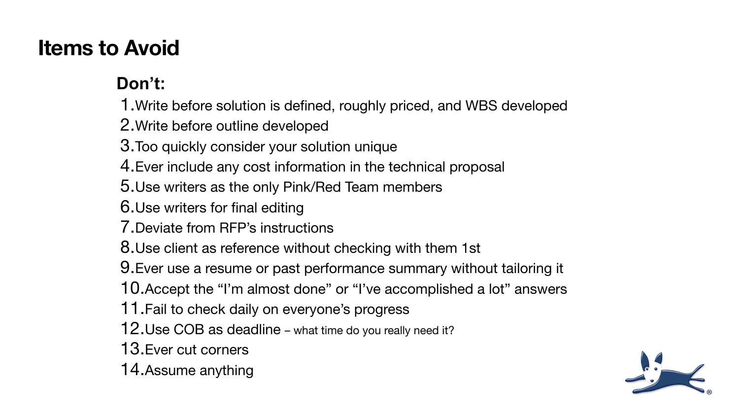# Items to Avoid

**Don't:**

1. Write before solution is defined, roughly priced, and WBS developed
2. Write before outline developed
3. Too quickly consider your solution unique
4. Ever include any cost information in the technical proposal
5. Use writers as the only Pink/Red Team members
6. Use writers for final editing
7. Deviate from RFP's instructions
8. Use client as reference without checking with them 1st
9. Ever use a resume or past performance summary without tailoring it
10. Accept the "I'm almost done" or "I've accomplished a lot" answers
11. Fail to check daily on everyone's progress
12. Use COB as deadline – what time do you really need it?
13. Ever cut corners
14. Assume anything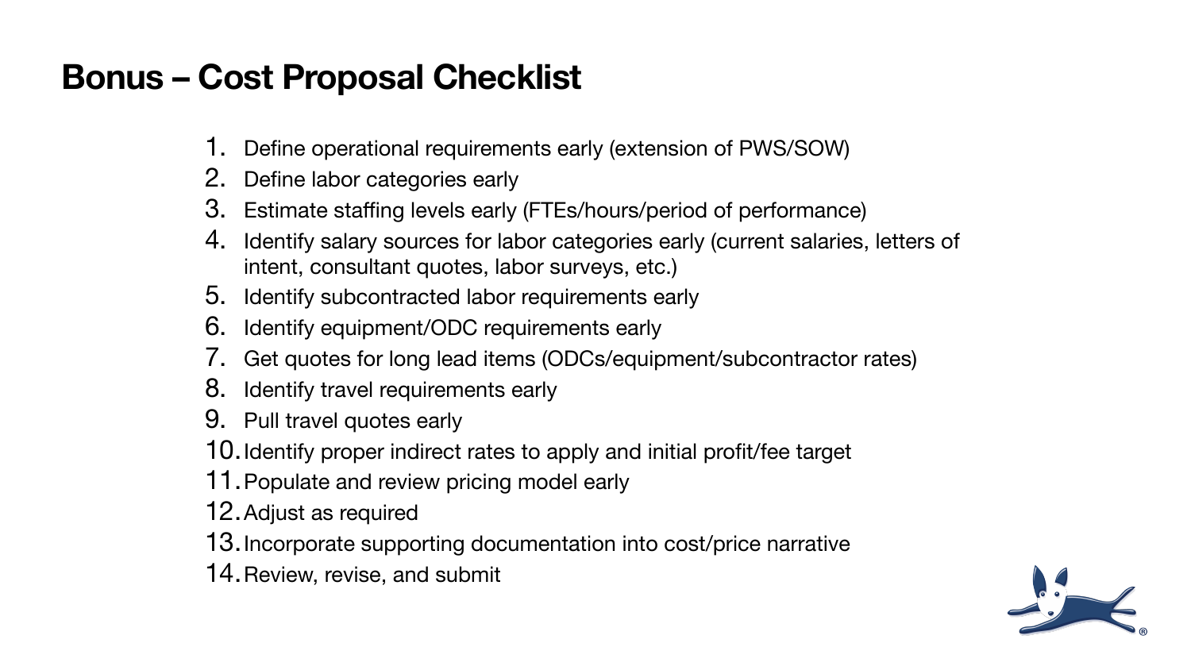# Bonus – Cost Proposal Checklist

1. Define operational requirements early (extension of PWS/SOW)
2. Define labor categories early
3. Estimate staffing levels early (FTEs/hours/period of performance)
4. Identify salary sources for labor categories early (current salaries, letters of intent, consultant quotes, labor surveys, etc.)
5. Identify subcontracted labor requirements early
6. Identify equipment/ODC requirements early
7. Get quotes for long lead items (ODCs/equipment/subcontractor rates)
8. Identify travel requirements early
9. Pull travel quotes early
10. Identify proper indirect rates to apply and initial profit/fee target
11. Populate and review pricing model early
12. Adjust as required
13. Incorporate supporting documentation into cost/price narrative
14. Review, revise, and submit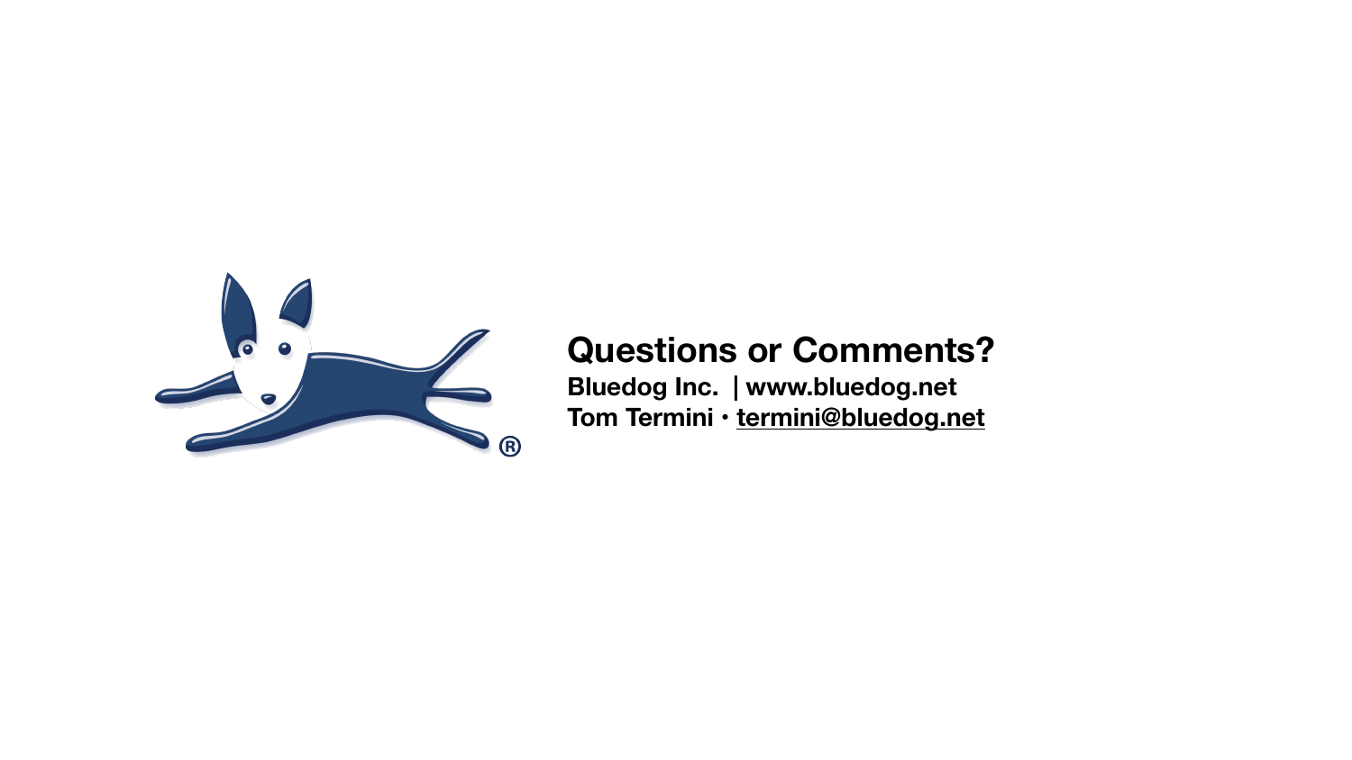# Questions or Comments?

**Bluedog Inc. | www.bluedog.net**

**Tom Termini • termini@bluedog.net**